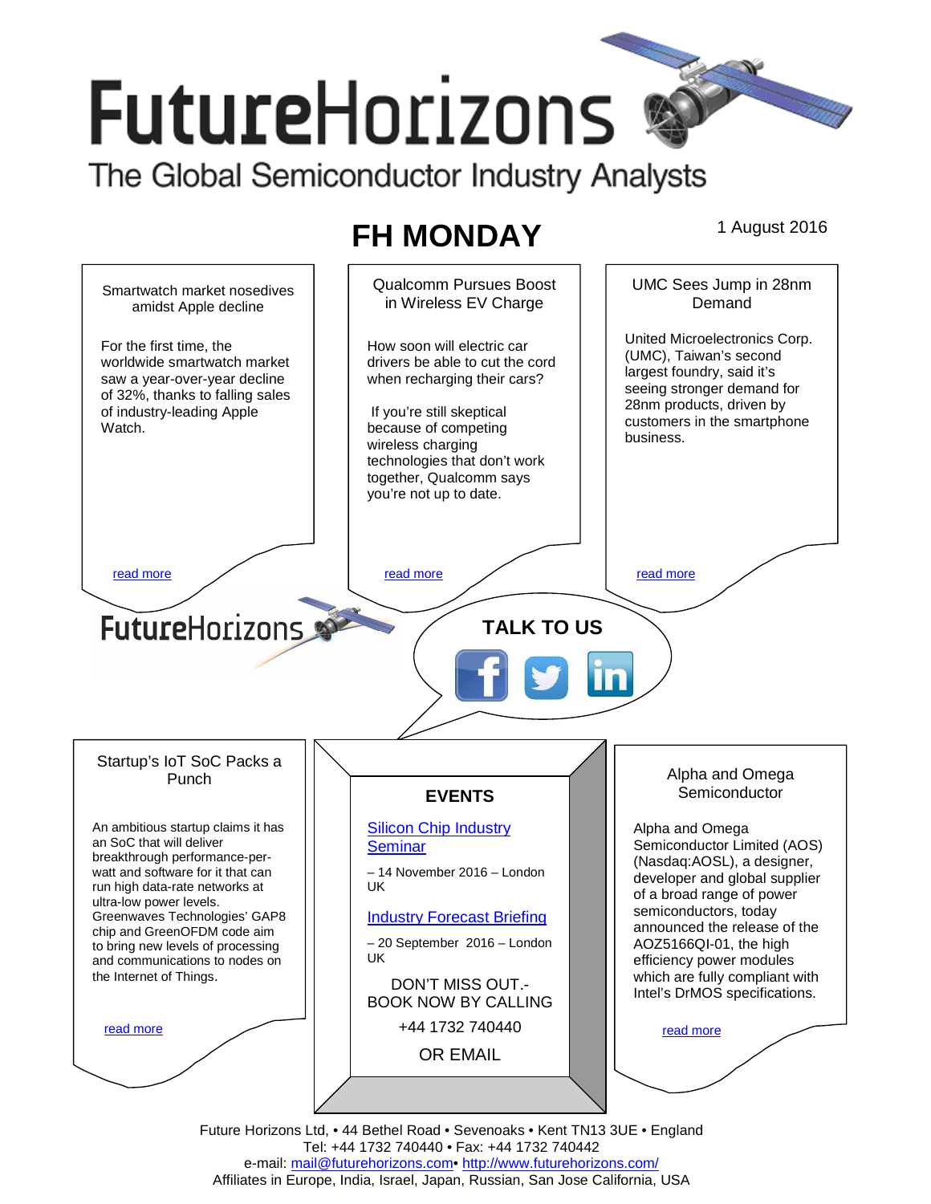# FutureHorizons

The Global Semiconductor Industry Analysts

## FH MONDAY

1 August 2016

### Smartwatch market nosedives amidst Apple decline

For the first time, the worldwide smartwatch market saw a year-over-year decline of 32%, thanks to falling sales of industry-leading Apple Watch.

read more

### Qualcomm Pursues Boost in Wireless EV Charge

How soon will electric car drivers be able to cut the cord when recharging their cars?

If you're still skeptical because of competing wireless charging technologies that don't work together, Qualcomm says you're not up to date.

read more

### UMC Sees Jump in 28nm Demand

United Microelectronics Corp. (UMC), Taiwan's second largest foundry, said it's seeing stronger demand for 28nm products, driven by customers in the smartphone business.

read more

FutureHorizons

**TALK TO US**

### Startup's IoT SoC Packs a Punch

An ambitious startup claims it has an SoC that will deliver breakthrough performance-per-watt and software for it that can run high data-rate networks at ultra-low power levels. Greenwaves Technologies' GAP8 chip and GreenOFDM code aim to bring new levels of processing and communications to nodes on the Internet of Things.

read more

### EVENTS

Silicon Chip Industry Seminar

– 14 November 2016 – London UK

Industry Forecast Briefing

– 20 September 2016 – London UK

DON'T MISS OUT.- BOOK NOW BY CALLING

+44 1732 740440

OR EMAIL

### Alpha and Omega Semiconductor

Alpha and Omega Semiconductor Limited (AOS) (Nasdaq:AOSL), a designer, developer and global supplier of a broad range of power semiconductors, today announced the release of the AOZ5166QI-01, the high efficiency power modules which are fully compliant with Intel's DrMOS specifications.

read more

Future Horizons Ltd, • 44 Bethel Road • Sevenoaks • Kent TN13 3UE • England
Tel: +44 1732 740440 • Fax: +44 1732 740442
e-mail: mail@futurehorizons.com• http://www.futurehorizons.com/
Affiliates in Europe, India, Israel, Japan, Russian, San Jose California, USA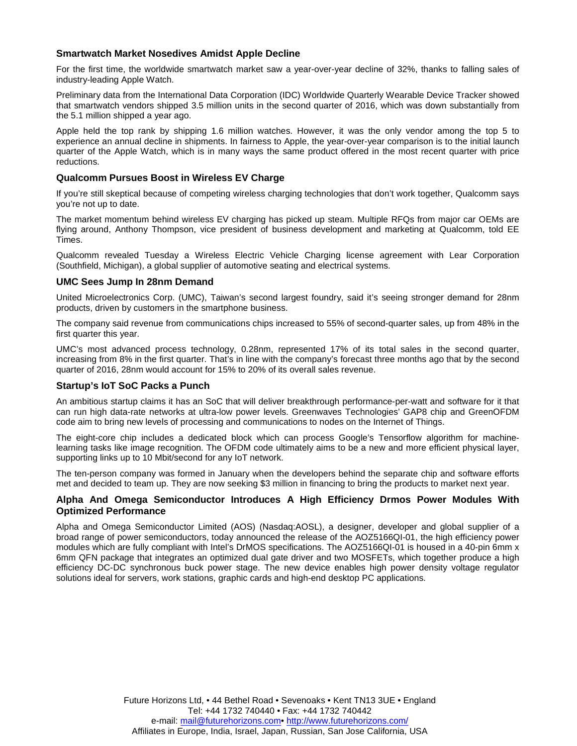### Smartwatch Market Nosedives Amidst Apple Decline

For the first time, the worldwide smartwatch market saw a year-over-year decline of 32%, thanks to falling sales of industry-leading Apple Watch.

Preliminary data from the International Data Corporation (IDC) Worldwide Quarterly Wearable Device Tracker showed that smartwatch vendors shipped 3.5 million units in the second quarter of 2016, which was down substantially from the 5.1 million shipped a year ago.

Apple held the top rank by shipping 1.6 million watches. However, it was the only vendor among the top 5 to experience an annual decline in shipments. In fairness to Apple, the year-over-year comparison is to the initial launch quarter of the Apple Watch, which is in many ways the same product offered in the most recent quarter with price reductions.

### Qualcomm Pursues Boost in Wireless EV Charge

If you're still skeptical because of competing wireless charging technologies that don't work together, Qualcomm says you're not up to date.

The market momentum behind wireless EV charging has picked up steam. Multiple RFQs from major car OEMs are flying around, Anthony Thompson, vice president of business development and marketing at Qualcomm, told EE Times.

Qualcomm revealed Tuesday a Wireless Electric Vehicle Charging license agreement with Lear Corporation (Southfield, Michigan), a global supplier of automotive seating and electrical systems.

### UMC Sees Jump In 28nm Demand

United Microelectronics Corp. (UMC), Taiwan's second largest foundry, said it's seeing stronger demand for 28nm products, driven by customers in the smartphone business.

The company said revenue from communications chips increased to 55% of second-quarter sales, up from 48% in the first quarter this year.

UMC's most advanced process technology, 0.28nm, represented 17% of its total sales in the second quarter, increasing from 8% in the first quarter. That's in line with the company's forecast three months ago that by the second quarter of 2016, 28nm would account for 15% to 20% of its overall sales revenue.

### Startup's IoT SoC Packs a Punch

An ambitious startup claims it has an SoC that will deliver breakthrough performance-per-watt and software for it that can run high data-rate networks at ultra-low power levels. Greenwaves Technologies' GAP8 chip and GreenOFDM code aim to bring new levels of processing and communications to nodes on the Internet of Things.

The eight-core chip includes a dedicated block which can process Google's Tensorflow algorithm for machine-learning tasks like image recognition. The OFDM code ultimately aims to be a new and more efficient physical layer, supporting links up to 10 Mbit/second for any IoT network.

The ten-person company was formed in January when the developers behind the separate chip and software efforts met and decided to team up. They are now seeking $3 million in financing to bring the products to market next year.

### Alpha And Omega Semiconductor Introduces A High Efficiency Drmos Power Modules With Optimized Performance

Alpha and Omega Semiconductor Limited (AOS) (Nasdaq:AOSL), a designer, developer and global supplier of a broad range of power semiconductors, today announced the release of the AOZ5166QI-01, the high efficiency power modules which are fully compliant with Intel's DrMOS specifications. The AOZ5166QI-01 is housed in a 40-pin 6mm x 6mm QFN package that integrates an optimized dual gate driver and two MOSFETs, which together produce a high efficiency DC-DC synchronous buck power stage. The new device enables high power density voltage regulator solutions ideal for servers, work stations, graphic cards and high-end desktop PC applications.

Future Horizons Ltd, • 44 Bethel Road • Sevenoaks • Kent TN13 3UE • England
Tel: +44 1732 740440 • Fax: +44 1732 740442
e-mail: mail@futurehorizons.com• http://www.futurehorizons.com/
Affiliates in Europe, India, Israel, Japan, Russian, San Jose California, USA